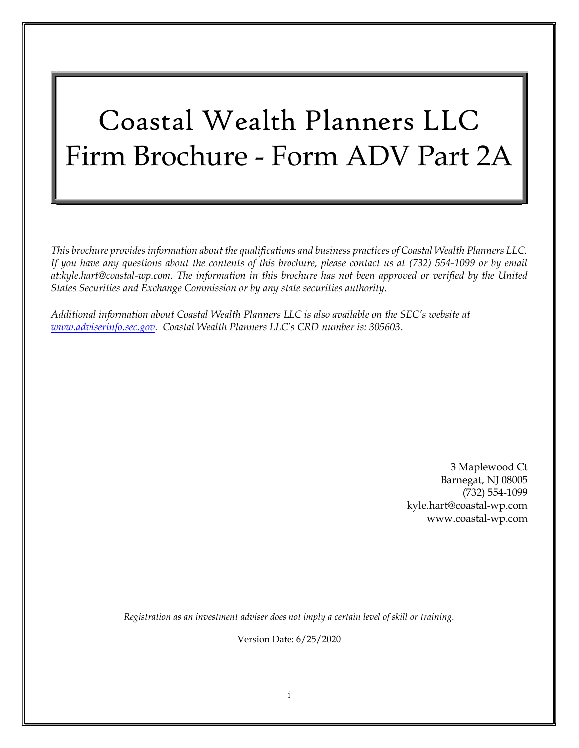# Coastal Wealth Planners LLC
# Firm Brochure - Form ADV Part 2A

*This brochure provides information about the qualifications and business practices of Coastal Wealth Planners LLC. If you have any questions about the contents of this brochure, please contact us at (732) 554-1099 or by email at:kyle.hart@coastal-wp.com. The information in this brochure has not been approved or verified by the United States Securities and Exchange Commission or by any state securities authority.*

*Additional information about Coastal Wealth Planners LLC is also available on the SEC's website at [www.adviserinfo.sec.gov](http://www.adviserinfo.sec.gov). Coastal Wealth Planners LLC's CRD number is: 305603*.

3 Maplewood Ct
Barnegat, NJ 08005
(732) 554-1099
kyle.hart@coastal-wp.com
www.coastal-wp.com

*Registration as an investment adviser does not imply a certain level of skill or training.*

Version Date: 6/25/2020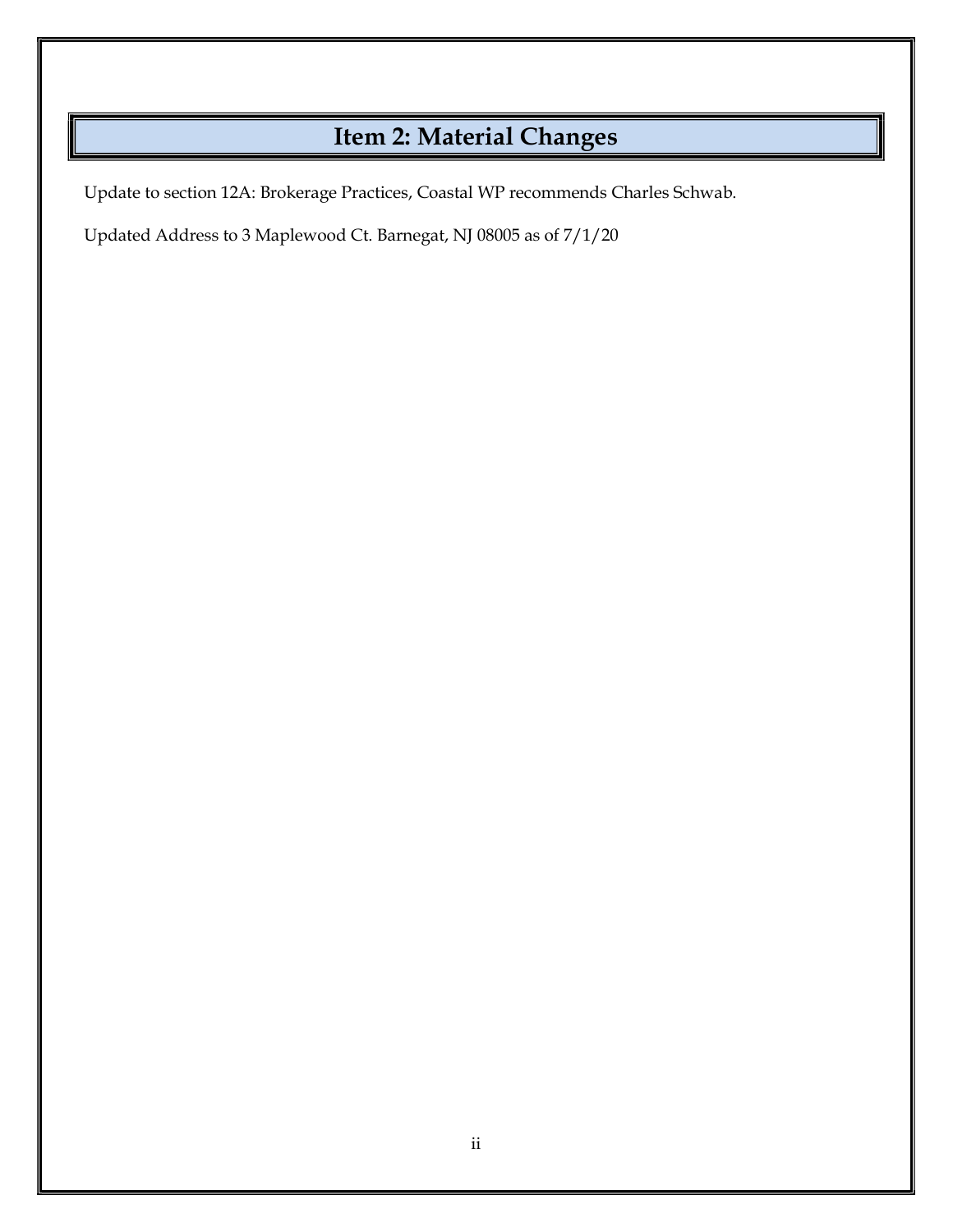# Item 2: Material Changes

Update to section 12A: Brokerage Practices, Coastal WP recommends Charles Schwab.

Updated Address to 3 Maplewood Ct. Barnegat, NJ 08005 as of 7/1/20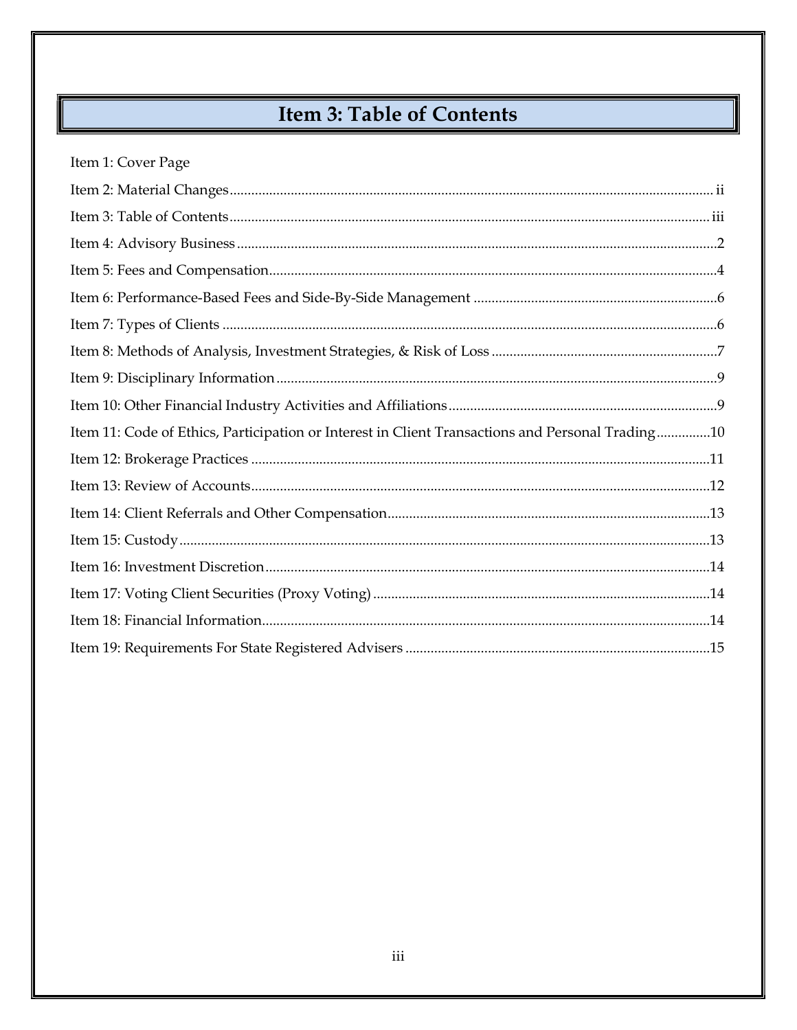# Item 3: Table of Contents

Item 1: Cover Page

Item 2: Material Changes .......... ii

Item 3: Table of Contents .......... iii

Item 4: Advisory Business .......... 2

Item 5: Fees and Compensation .......... 4

Item 6: Performance-Based Fees and Side-By-Side Management .......... 6

Item 7: Types of Clients .......... 6

Item 8: Methods of Analysis, Investment Strategies, & Risk of Loss .......... 7

Item 9: Disciplinary Information .......... 9

Item 10: Other Financial Industry Activities and Affiliations .......... 9

Item 11: Code of Ethics, Participation or Interest in Client Transactions and Personal Trading .......... 10

Item 12: Brokerage Practices .......... 11

Item 13: Review of Accounts .......... 12

Item 14: Client Referrals and Other Compensation .......... 13

Item 15: Custody .......... 13

Item 16: Investment Discretion .......... 14

Item 17: Voting Client Securities (Proxy Voting) .......... 14

Item 18: Financial Information .......... 14

Item 19: Requirements For State Registered Advisers .......... 15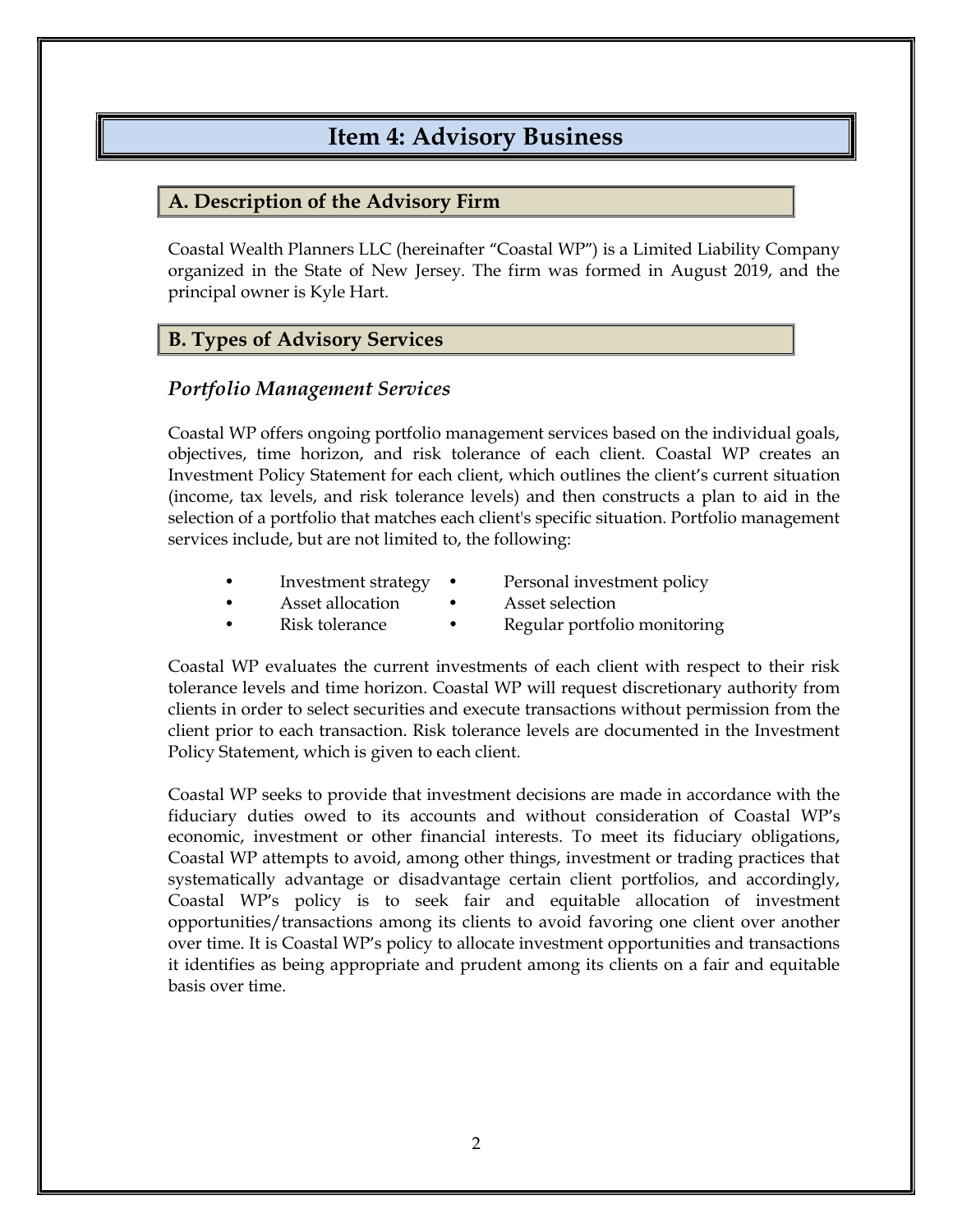# Item 4: Advisory Business

## A. Description of the Advisory Firm

Coastal Wealth Planners LLC (hereinafter "Coastal WP") is a Limited Liability Company organized in the State of New Jersey. The firm was formed in August 2019, and the principal owner is Kyle Hart.

## B. Types of Advisory Services

### *Portfolio Management Services*

Coastal WP offers ongoing portfolio management services based on the individual goals, objectives, time horizon, and risk tolerance of each client. Coastal WP creates an Investment Policy Statement for each client, which outlines the client's current situation (income, tax levels, and risk tolerance levels) and then constructs a plan to aid in the selection of a portfolio that matches each client's specific situation. Portfolio management services include, but are not limited to, the following:

- Investment strategy
- Asset allocation
- Risk tolerance
- Personal investment policy
- Asset selection
- Regular portfolio monitoring

Coastal WP evaluates the current investments of each client with respect to their risk tolerance levels and time horizon. Coastal WP will request discretionary authority from clients in order to select securities and execute transactions without permission from the client prior to each transaction. Risk tolerance levels are documented in the Investment Policy Statement, which is given to each client.

Coastal WP seeks to provide that investment decisions are made in accordance with the fiduciary duties owed to its accounts and without consideration of Coastal WP's economic, investment or other financial interests. To meet its fiduciary obligations, Coastal WP attempts to avoid, among other things, investment or trading practices that systematically advantage or disadvantage certain client portfolios, and accordingly, Coastal WP's policy is to seek fair and equitable allocation of investment opportunities/transactions among its clients to avoid favoring one client over another over time. It is Coastal WP's policy to allocate investment opportunities and transactions it identifies as being appropriate and prudent among its clients on a fair and equitable basis over time.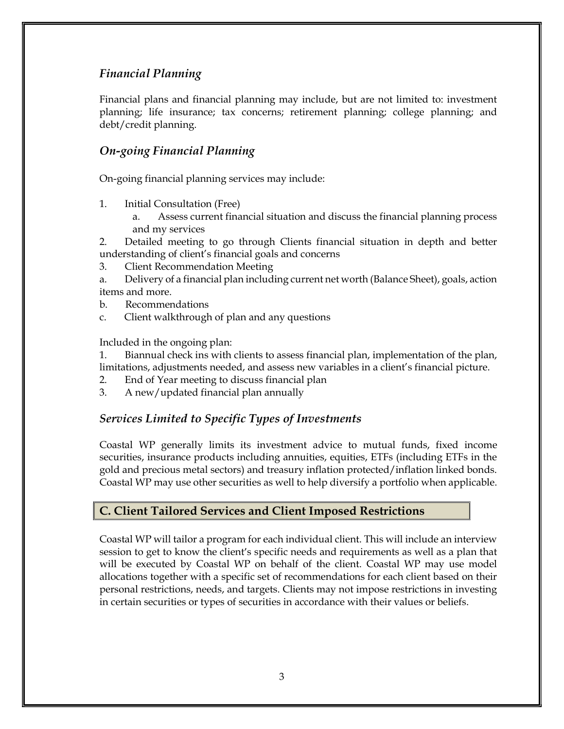### *Financial Planning*

Financial plans and financial planning may include, but are not limited to: investment planning; life insurance; tax concerns; retirement planning; college planning; and debt/credit planning.

### *On-going Financial Planning*

On-going financial planning services may include:

1. Initial Consultation (Free)
   a. Assess current financial situation and discuss the financial planning process and my services
2. Detailed meeting to go through Clients financial situation in depth and better understanding of client's financial goals and concerns
3. Client Recommendation Meeting
   a. Delivery of a financial plan including current net worth (Balance Sheet), goals, action items and more.
   b. Recommendations
   c. Client walkthrough of plan and any questions

Included in the ongoing plan:

1. Biannual check ins with clients to assess financial plan, implementation of the plan, limitations, adjustments needed, and assess new variables in a client's financial picture.
2. End of Year meeting to discuss financial plan
3. A new/updated financial plan annually

### *Services Limited to Specific Types of Investments*

Coastal WP generally limits its investment advice to mutual funds, fixed income securities, insurance products including annuities, equities, ETFs (including ETFs in the gold and precious metal sectors) and treasury inflation protected/inflation linked bonds. Coastal WP may use other securities as well to help diversify a portfolio when applicable.

## C. Client Tailored Services and Client Imposed Restrictions

Coastal WP will tailor a program for each individual client. This will include an interview session to get to know the client's specific needs and requirements as well as a plan that will be executed by Coastal WP on behalf of the client. Coastal WP may use model allocations together with a specific set of recommendations for each client based on their personal restrictions, needs, and targets. Clients may not impose restrictions in investing in certain securities or types of securities in accordance with their values or beliefs.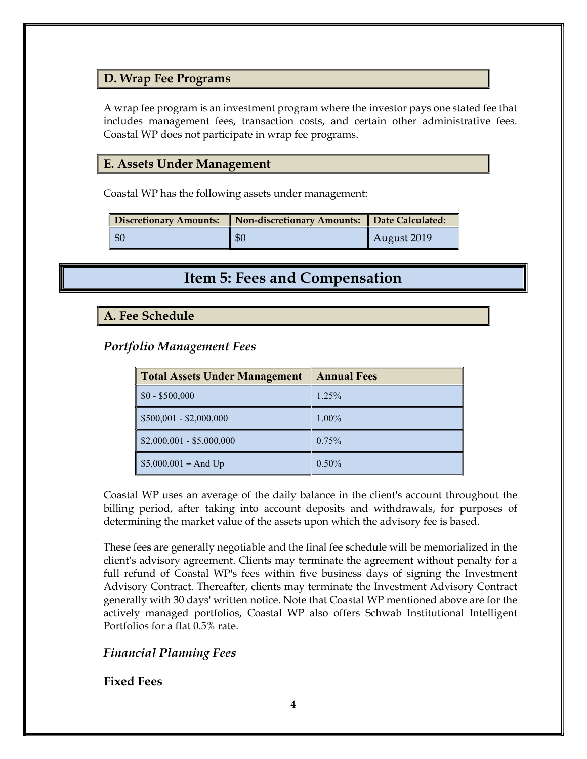### D. Wrap Fee Programs

A wrap fee program is an investment program where the investor pays one stated fee that includes management fees, transaction costs, and certain other administrative fees. Coastal WP does not participate in wrap fee programs.

### E. Assets Under Management

Coastal WP has the following assets under management:

| Discretionary Amounts: | Non-discretionary Amounts: | Date Calculated: |
|---|---|---|
| $0 | $0 | August 2019 |

## Item 5: Fees and Compensation

### A. Fee Schedule

*Portfolio Management Fees*

| Total Assets Under Management | Annual Fees |
|---|---|
| $0 - $500,000 | 1.25% |
| $500,001 - $2,000,000 | 1.00% |
| $2,000,001 - $5,000,000 | 0.75% |
| $5,000,001 – And Up | 0.50% |

Coastal WP uses an average of the daily balance in the client's account throughout the billing period, after taking into account deposits and withdrawals, for purposes of determining the market value of the assets upon which the advisory fee is based.

These fees are generally negotiable and the final fee schedule will be memorialized in the client's advisory agreement. Clients may terminate the agreement without penalty for a full refund of Coastal WP's fees within five business days of signing the Investment Advisory Contract. Thereafter, clients may terminate the Investment Advisory Contract generally with 30 days' written notice. Note that Coastal WP mentioned above are for the actively managed portfolios, Coastal WP also offers Schwab Institutional Intelligent Portfolios for a flat 0.5% rate.

*Financial Planning Fees*

**Fixed Fees**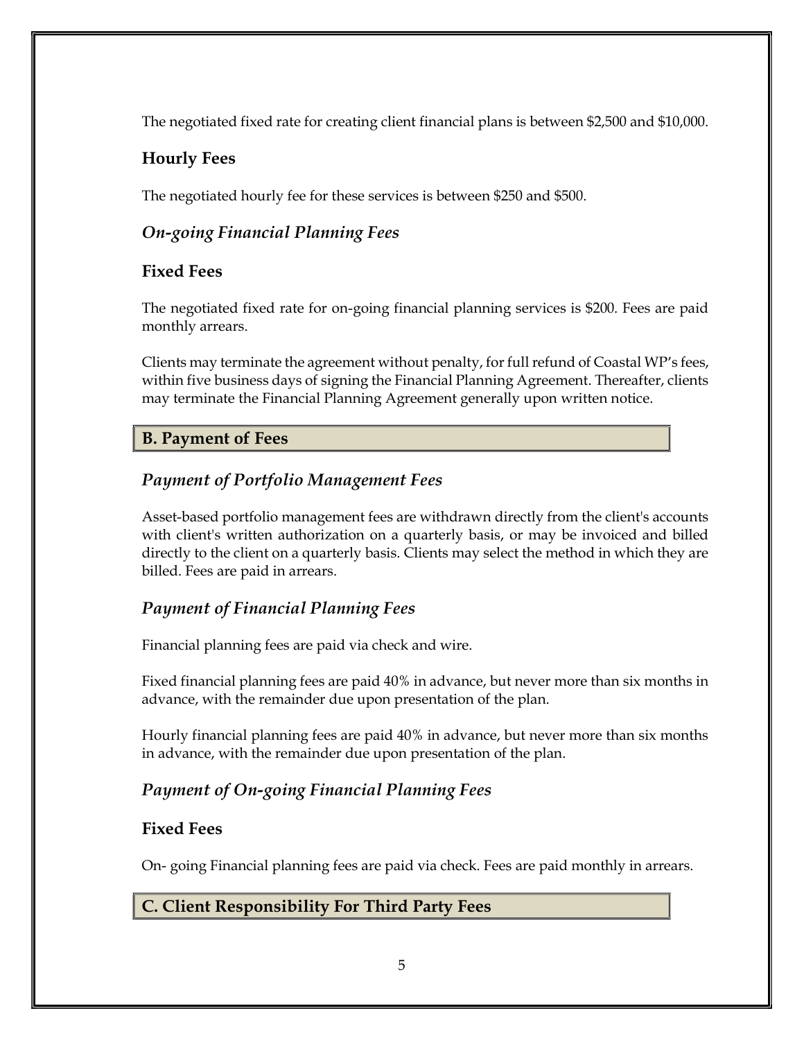The negotiated fixed rate for creating client financial plans is between $2,500 and $10,000.

### Hourly Fees

The negotiated hourly fee for these services is between $250 and $500.

### *On-going Financial Planning Fees*

### Fixed Fees

The negotiated fixed rate for on-going financial planning services is $200. Fees are paid monthly arrears.

Clients may terminate the agreement without penalty, for full refund of Coastal WP's fees, within five business days of signing the Financial Planning Agreement. Thereafter, clients may terminate the Financial Planning Agreement generally upon written notice.

## B. Payment of Fees

### *Payment of Portfolio Management Fees*

Asset-based portfolio management fees are withdrawn directly from the client's accounts with client's written authorization on a quarterly basis, or may be invoiced and billed directly to the client on a quarterly basis. Clients may select the method in which they are billed. Fees are paid in arrears.

### *Payment of Financial Planning Fees*

Financial planning fees are paid via check and wire.

Fixed financial planning fees are paid 40% in advance, but never more than six months in advance, with the remainder due upon presentation of the plan.

Hourly financial planning fees are paid 40% in advance, but never more than six months in advance, with the remainder due upon presentation of the plan.

### *Payment of On-going Financial Planning Fees*

### Fixed Fees

On- going Financial planning fees are paid via check. Fees are paid monthly in arrears.

## C. Client Responsibility For Third Party Fees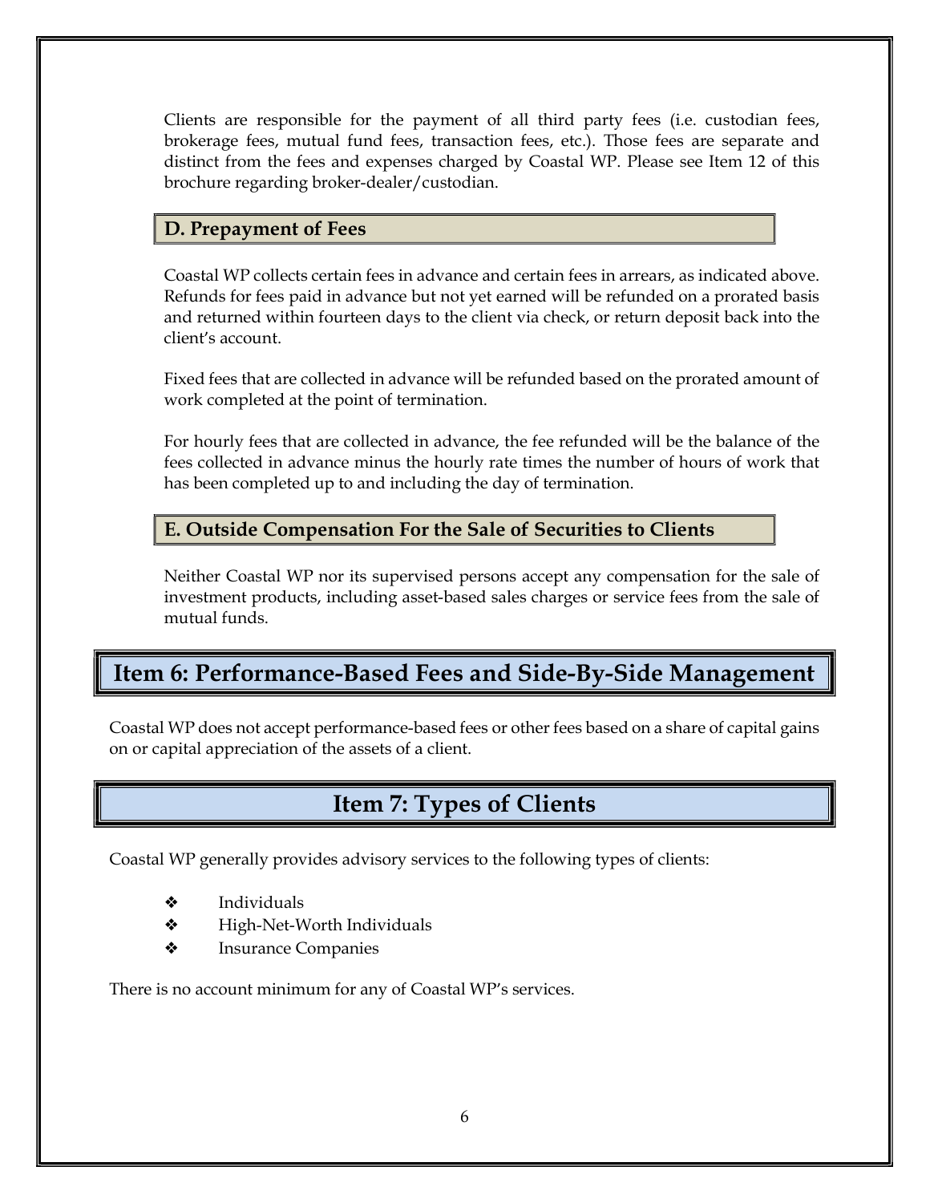Clients are responsible for the payment of all third party fees (i.e. custodian fees, brokerage fees, mutual fund fees, transaction fees, etc.). Those fees are separate and distinct from the fees and expenses charged by Coastal WP. Please see Item 12 of this brochure regarding broker-dealer/custodian.

### D. Prepayment of Fees

Coastal WP collects certain fees in advance and certain fees in arrears, as indicated above. Refunds for fees paid in advance but not yet earned will be refunded on a prorated basis and returned within fourteen days to the client via check, or return deposit back into the client's account.

Fixed fees that are collected in advance will be refunded based on the prorated amount of work completed at the point of termination.

For hourly fees that are collected in advance, the fee refunded will be the balance of the fees collected in advance minus the hourly rate times the number of hours of work that has been completed up to and including the day of termination.

### E. Outside Compensation For the Sale of Securities to Clients

Neither Coastal WP nor its supervised persons accept any compensation for the sale of investment products, including asset-based sales charges or service fees from the sale of mutual funds.

## Item 6: Performance-Based Fees and Side-By-Side Management

Coastal WP does not accept performance-based fees or other fees based on a share of capital gains on or capital appreciation of the assets of a client.

## Item 7: Types of Clients

Coastal WP generally provides advisory services to the following types of clients:

- Individuals
- High-Net-Worth Individuals
- Insurance Companies

There is no account minimum for any of Coastal WP's services.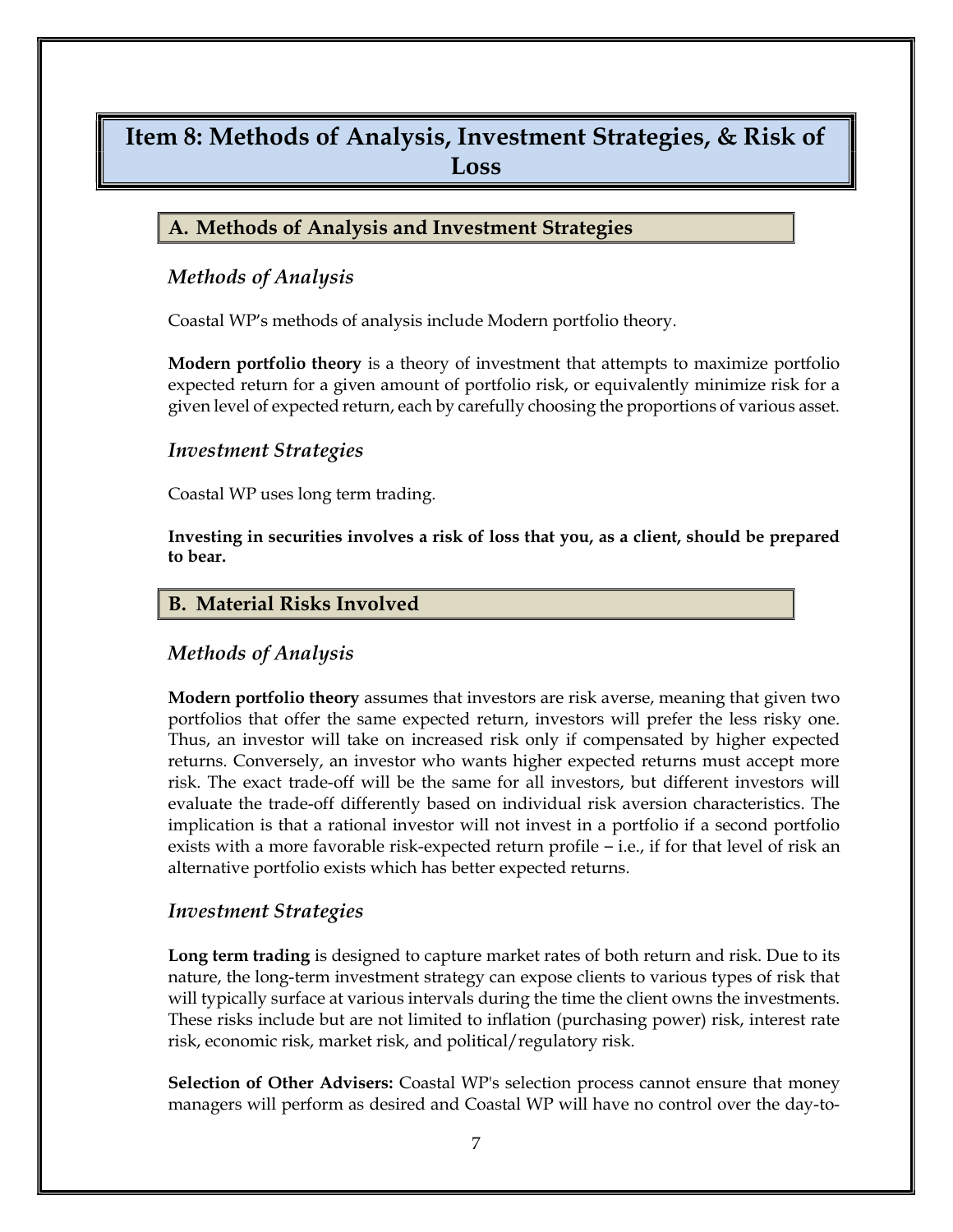# Item 8: Methods of Analysis, Investment Strategies, & Risk of Loss

## A. Methods of Analysis and Investment Strategies

### *Methods of Analysis*

Coastal WP's methods of analysis include Modern portfolio theory.

**Modern portfolio theory** is a theory of investment that attempts to maximize portfolio expected return for a given amount of portfolio risk, or equivalently minimize risk for a given level of expected return, each by carefully choosing the proportions of various asset.

### *Investment Strategies*

Coastal WP uses long term trading.

**Investing in securities involves a risk of loss that you, as a client, should be prepared to bear.**

## B. Material Risks Involved

### *Methods of Analysis*

**Modern portfolio theory** assumes that investors are risk averse, meaning that given two portfolios that offer the same expected return, investors will prefer the less risky one. Thus, an investor will take on increased risk only if compensated by higher expected returns. Conversely, an investor who wants higher expected returns must accept more risk. The exact trade-off will be the same for all investors, but different investors will evaluate the trade-off differently based on individual risk aversion characteristics. The implication is that a rational investor will not invest in a portfolio if a second portfolio exists with a more favorable risk-expected return profile – i.e., if for that level of risk an alternative portfolio exists which has better expected returns.

### *Investment Strategies*

**Long term trading** is designed to capture market rates of both return and risk. Due to its nature, the long-term investment strategy can expose clients to various types of risk that will typically surface at various intervals during the time the client owns the investments. These risks include but are not limited to inflation (purchasing power) risk, interest rate risk, economic risk, market risk, and political/regulatory risk.

**Selection of Other Advisers:** Coastal WP's selection process cannot ensure that money managers will perform as desired and Coastal WP will have no control over the day-to-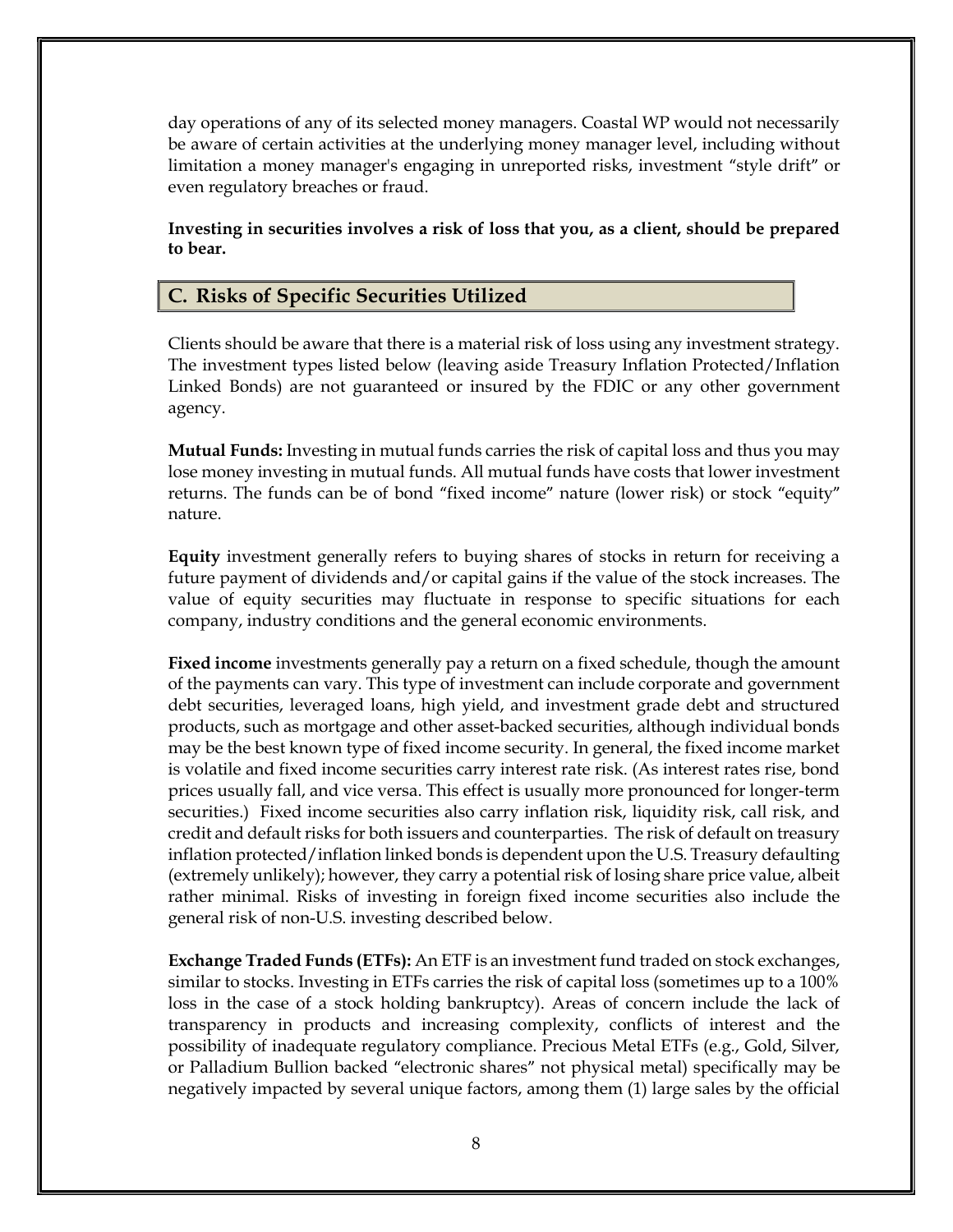day operations of any of its selected money managers. Coastal WP would not necessarily be aware of certain activities at the underlying money manager level, including without limitation a money manager's engaging in unreported risks, investment "style drift" or even regulatory breaches or fraud.

**Investing in securities involves a risk of loss that you, as a client, should be prepared to bear.**

## C. Risks of Specific Securities Utilized

Clients should be aware that there is a material risk of loss using any investment strategy. The investment types listed below (leaving aside Treasury Inflation Protected/Inflation Linked Bonds) are not guaranteed or insured by the FDIC or any other government agency.

**Mutual Funds:** Investing in mutual funds carries the risk of capital loss and thus you may lose money investing in mutual funds. All mutual funds have costs that lower investment returns. The funds can be of bond "fixed income" nature (lower risk) or stock "equity" nature.

**Equity** investment generally refers to buying shares of stocks in return for receiving a future payment of dividends and/or capital gains if the value of the stock increases. The value of equity securities may fluctuate in response to specific situations for each company, industry conditions and the general economic environments.

**Fixed income** investments generally pay a return on a fixed schedule, though the amount of the payments can vary. This type of investment can include corporate and government debt securities, leveraged loans, high yield, and investment grade debt and structured products, such as mortgage and other asset-backed securities, although individual bonds may be the best known type of fixed income security. In general, the fixed income market is volatile and fixed income securities carry interest rate risk. (As interest rates rise, bond prices usually fall, and vice versa. This effect is usually more pronounced for longer-term securities.) Fixed income securities also carry inflation risk, liquidity risk, call risk, and credit and default risks for both issuers and counterparties. The risk of default on treasury inflation protected/inflation linked bonds is dependent upon the U.S. Treasury defaulting (extremely unlikely); however, they carry a potential risk of losing share price value, albeit rather minimal. Risks of investing in foreign fixed income securities also include the general risk of non-U.S. investing described below.

**Exchange Traded Funds (ETFs):** An ETF is an investment fund traded on stock exchanges, similar to stocks. Investing in ETFs carries the risk of capital loss (sometimes up to a 100% loss in the case of a stock holding bankruptcy). Areas of concern include the lack of transparency in products and increasing complexity, conflicts of interest and the possibility of inadequate regulatory compliance. Precious Metal ETFs (e.g., Gold, Silver, or Palladium Bullion backed "electronic shares" not physical metal) specifically may be negatively impacted by several unique factors, among them (1) large sales by the official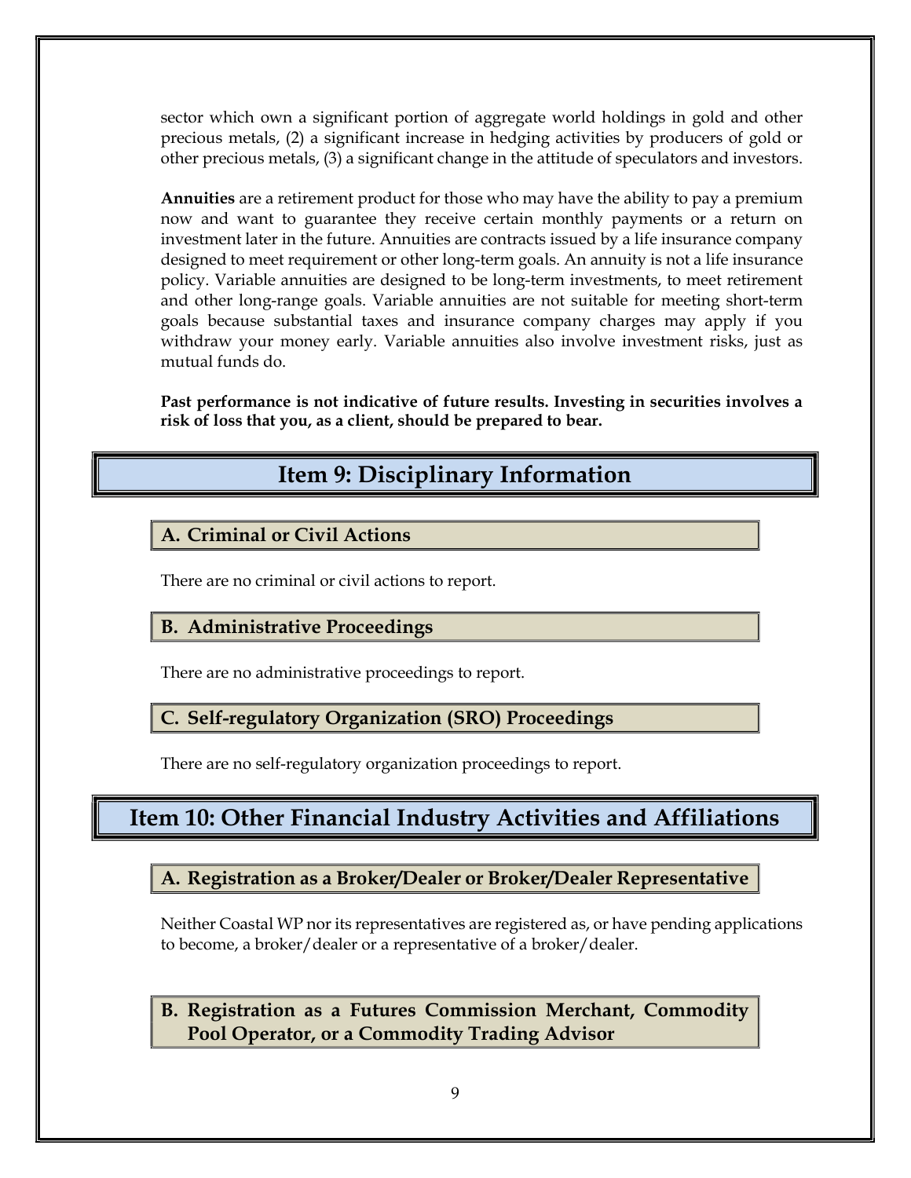sector which own a significant portion of aggregate world holdings in gold and other precious metals, (2) a significant increase in hedging activities by producers of gold or other precious metals, (3) a significant change in the attitude of speculators and investors.

**Annuities** are a retirement product for those who may have the ability to pay a premium now and want to guarantee they receive certain monthly payments or a return on investment later in the future. Annuities are contracts issued by a life insurance company designed to meet requirement or other long-term goals. An annuity is not a life insurance policy. Variable annuities are designed to be long-term investments, to meet retirement and other long-range goals. Variable annuities are not suitable for meeting short-term goals because substantial taxes and insurance company charges may apply if you withdraw your money early. Variable annuities also involve investment risks, just as mutual funds do.

**Past performance is not indicative of future results. Investing in securities involves a risk of loss that you, as a client, should be prepared to bear.**

# Item 9: Disciplinary Information

## A. Criminal or Civil Actions

There are no criminal or civil actions to report.

## B. Administrative Proceedings

There are no administrative proceedings to report.

## C. Self-regulatory Organization (SRO) Proceedings

There are no self-regulatory organization proceedings to report.

# Item 10: Other Financial Industry Activities and Affiliations

## A. Registration as a Broker/Dealer or Broker/Dealer Representative

Neither Coastal WP nor its representatives are registered as, or have pending applications to become, a broker/dealer or a representative of a broker/dealer.

## B. Registration as a Futures Commission Merchant, Commodity Pool Operator, or a Commodity Trading Advisor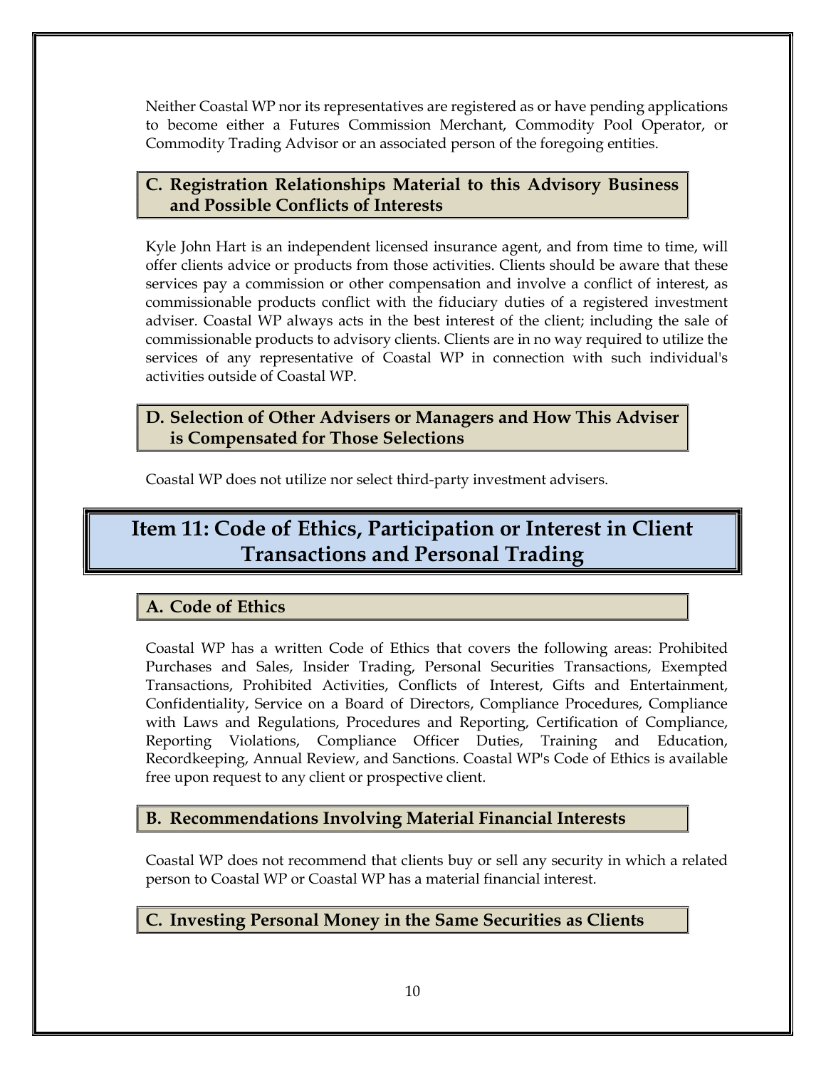Neither Coastal WP nor its representatives are registered as or have pending applications to become either a Futures Commission Merchant, Commodity Pool Operator, or Commodity Trading Advisor or an associated person of the foregoing entities.

### C. Registration Relationships Material to this Advisory Business and Possible Conflicts of Interests

Kyle John Hart is an independent licensed insurance agent, and from time to time, will offer clients advice or products from those activities. Clients should be aware that these services pay a commission or other compensation and involve a conflict of interest, as commissionable products conflict with the fiduciary duties of a registered investment adviser. Coastal WP always acts in the best interest of the client; including the sale of commissionable products to advisory clients. Clients are in no way required to utilize the services of any representative of Coastal WP in connection with such individual's activities outside of Coastal WP.

### D. Selection of Other Advisers or Managers and How This Adviser is Compensated for Those Selections

Coastal WP does not utilize nor select third-party investment advisers.

## Item 11: Code of Ethics, Participation or Interest in Client Transactions and Personal Trading

### A. Code of Ethics

Coastal WP has a written Code of Ethics that covers the following areas: Prohibited Purchases and Sales, Insider Trading, Personal Securities Transactions, Exempted Transactions, Prohibited Activities, Conflicts of Interest, Gifts and Entertainment, Confidentiality, Service on a Board of Directors, Compliance Procedures, Compliance with Laws and Regulations, Procedures and Reporting, Certification of Compliance, Reporting Violations, Compliance Officer Duties, Training and Education, Recordkeeping, Annual Review, and Sanctions. Coastal WP's Code of Ethics is available free upon request to any client or prospective client.

### B. Recommendations Involving Material Financial Interests

Coastal WP does not recommend that clients buy or sell any security in which a related person to Coastal WP or Coastal WP has a material financial interest.

### C. Investing Personal Money in the Same Securities as Clients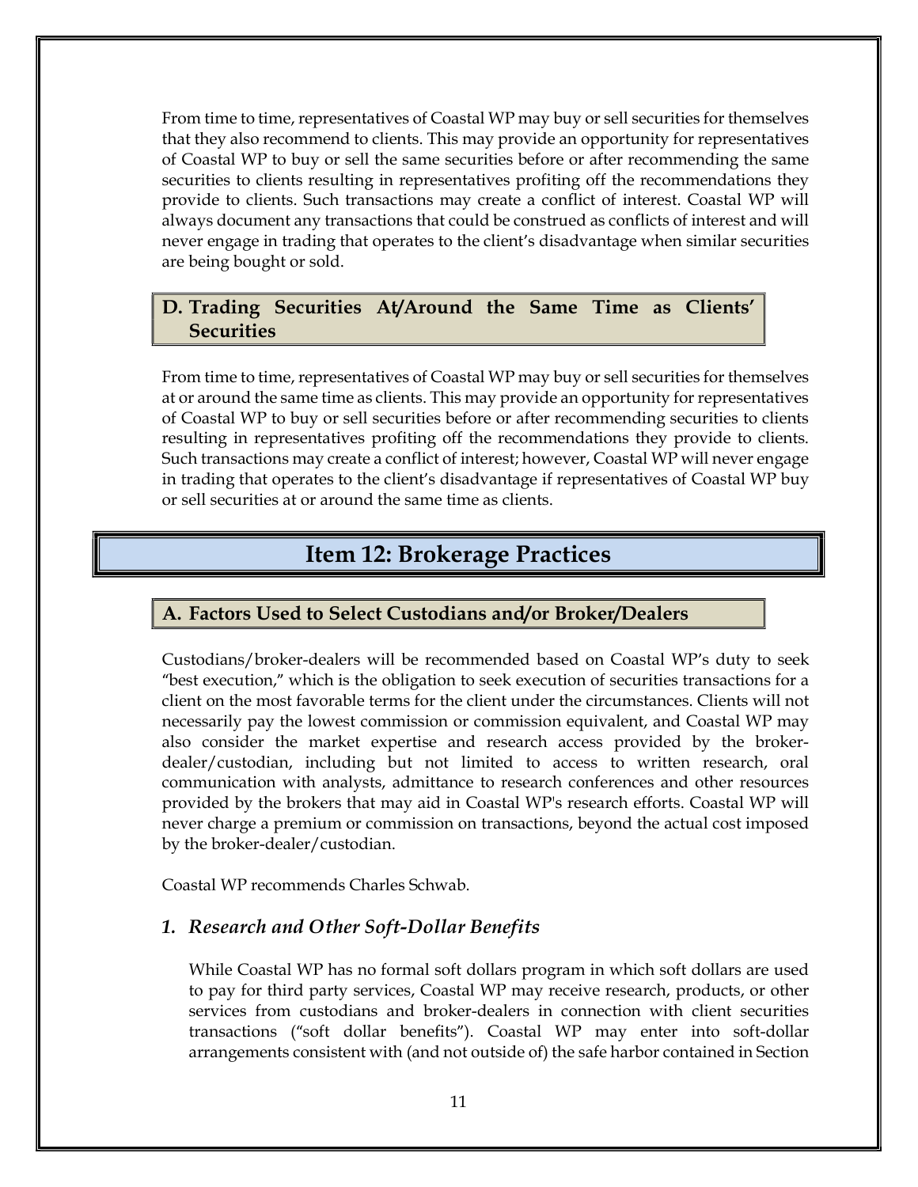From time to time, representatives of Coastal WP may buy or sell securities for themselves that they also recommend to clients. This may provide an opportunity for representatives of Coastal WP to buy or sell the same securities before or after recommending the same securities to clients resulting in representatives profiting off the recommendations they provide to clients. Such transactions may create a conflict of interest. Coastal WP will always document any transactions that could be construed as conflicts of interest and will never engage in trading that operates to the client's disadvantage when similar securities are being bought or sold.

### D. Trading Securities At/Around the Same Time as Clients' Securities

From time to time, representatives of Coastal WP may buy or sell securities for themselves at or around the same time as clients. This may provide an opportunity for representatives of Coastal WP to buy or sell securities before or after recommending securities to clients resulting in representatives profiting off the recommendations they provide to clients. Such transactions may create a conflict of interest; however, Coastal WP will never engage in trading that operates to the client's disadvantage if representatives of Coastal WP buy or sell securities at or around the same time as clients.

## Item 12: Brokerage Practices

### A. Factors Used to Select Custodians and/or Broker/Dealers

Custodians/broker-dealers will be recommended based on Coastal WP's duty to seek "best execution," which is the obligation to seek execution of securities transactions for a client on the most favorable terms for the client under the circumstances. Clients will not necessarily pay the lowest commission or commission equivalent, and Coastal WP may also consider the market expertise and research access provided by the broker-dealer/custodian, including but not limited to access to written research, oral communication with analysts, admittance to research conferences and other resources provided by the brokers that may aid in Coastal WP's research efforts. Coastal WP will never charge a premium or commission on transactions, beyond the actual cost imposed by the broker-dealer/custodian.

Coastal WP recommends Charles Schwab.

#### *1. Research and Other Soft-Dollar Benefits*

While Coastal WP has no formal soft dollars program in which soft dollars are used to pay for third party services, Coastal WP may receive research, products, or other services from custodians and broker-dealers in connection with client securities transactions ("soft dollar benefits"). Coastal WP may enter into soft-dollar arrangements consistent with (and not outside of) the safe harbor contained in Section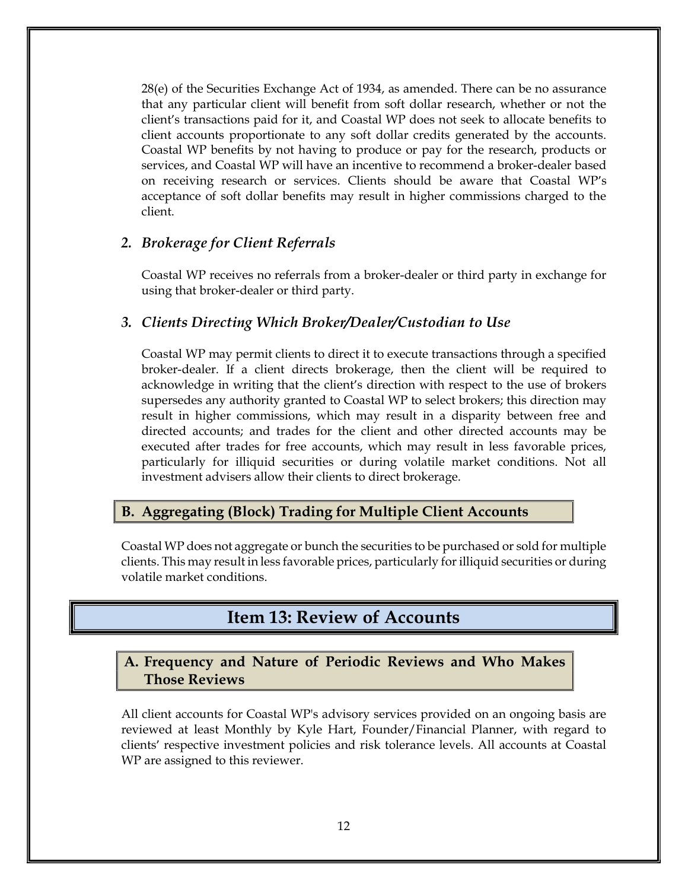28(e) of the Securities Exchange Act of 1934, as amended. There can be no assurance that any particular client will benefit from soft dollar research, whether or not the client's transactions paid for it, and Coastal WP does not seek to allocate benefits to client accounts proportionate to any soft dollar credits generated by the accounts. Coastal WP benefits by not having to produce or pay for the research, products or services, and Coastal WP will have an incentive to recommend a broker-dealer based on receiving research or services. Clients should be aware that Coastal WP's acceptance of soft dollar benefits may result in higher commissions charged to the client.

### *2. Brokerage for Client Referrals*

Coastal WP receives no referrals from a broker-dealer or third party in exchange for using that broker-dealer or third party.

### *3. Clients Directing Which Broker/Dealer/Custodian to Use*

Coastal WP may permit clients to direct it to execute transactions through a specified broker-dealer. If a client directs brokerage, then the client will be required to acknowledge in writing that the client's direction with respect to the use of brokers supersedes any authority granted to Coastal WP to select brokers; this direction may result in higher commissions, which may result in a disparity between free and directed accounts; and trades for the client and other directed accounts may be executed after trades for free accounts, which may result in less favorable prices, particularly for illiquid securities or during volatile market conditions. Not all investment advisers allow their clients to direct brokerage.

## B. Aggregating (Block) Trading for Multiple Client Accounts

Coastal WP does not aggregate or bunch the securities to be purchased or sold for multiple clients. This may result in less favorable prices, particularly for illiquid securities or during volatile market conditions.

# Item 13: Review of Accounts

## A. Frequency and Nature of Periodic Reviews and Who Makes Those Reviews

All client accounts for Coastal WP's advisory services provided on an ongoing basis are reviewed at least Monthly by Kyle Hart, Founder/Financial Planner, with regard to clients' respective investment policies and risk tolerance levels. All accounts at Coastal WP are assigned to this reviewer.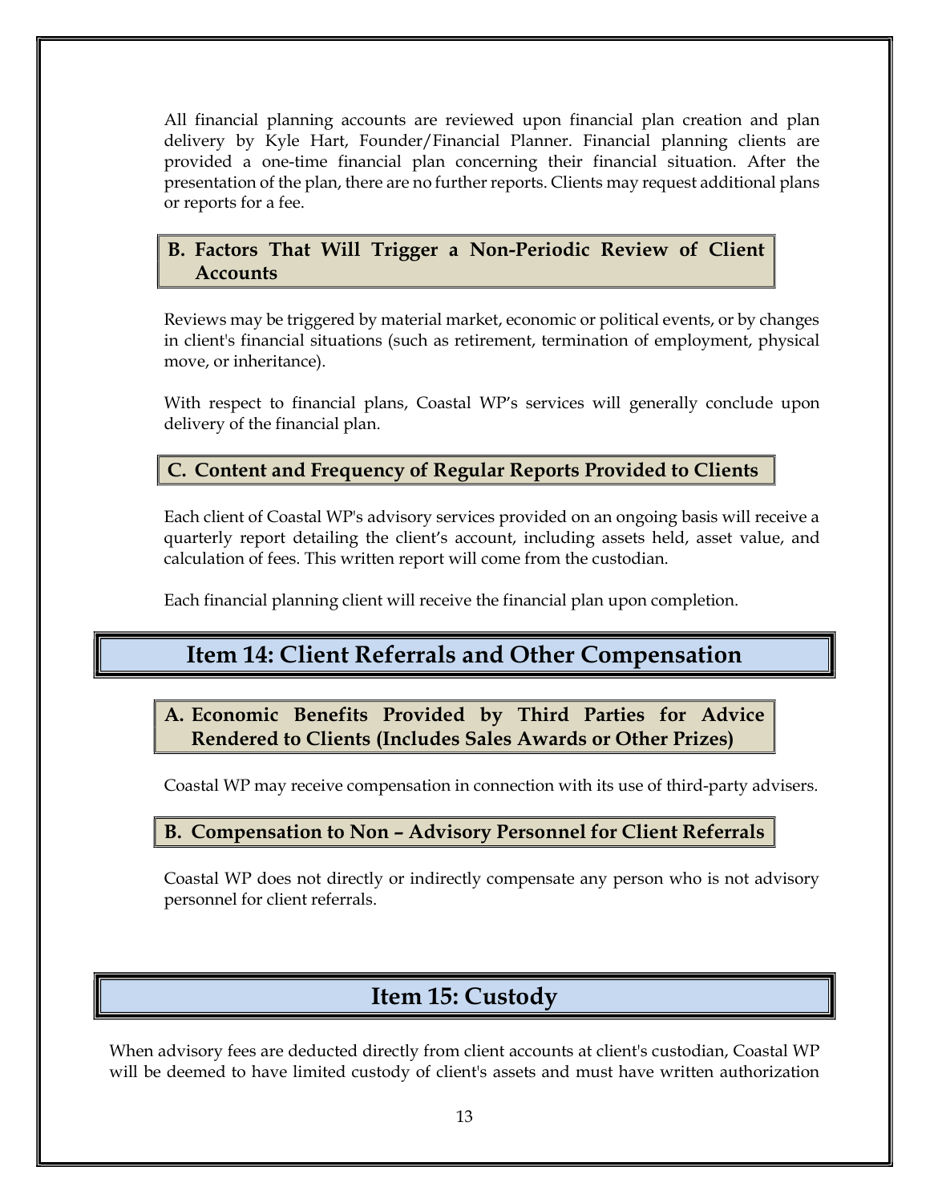All financial planning accounts are reviewed upon financial plan creation and plan delivery by Kyle Hart, Founder/Financial Planner. Financial planning clients are provided a one-time financial plan concerning their financial situation. After the presentation of the plan, there are no further reports. Clients may request additional plans or reports for a fee.

### B. Factors That Will Trigger a Non-Periodic Review of Client Accounts

Reviews may be triggered by material market, economic or political events, or by changes in client's financial situations (such as retirement, termination of employment, physical move, or inheritance).

With respect to financial plans, Coastal WP's services will generally conclude upon delivery of the financial plan.

### C. Content and Frequency of Regular Reports Provided to Clients

Each client of Coastal WP's advisory services provided on an ongoing basis will receive a quarterly report detailing the client's account, including assets held, asset value, and calculation of fees. This written report will come from the custodian.

Each financial planning client will receive the financial plan upon completion.

## Item 14: Client Referrals and Other Compensation

### A. Economic Benefits Provided by Third Parties for Advice Rendered to Clients (Includes Sales Awards or Other Prizes)

Coastal WP may receive compensation in connection with its use of third-party advisers.

### B. Compensation to Non – Advisory Personnel for Client Referrals

Coastal WP does not directly or indirectly compensate any person who is not advisory personnel for client referrals.

## Item 15: Custody

When advisory fees are deducted directly from client accounts at client's custodian, Coastal WP will be deemed to have limited custody of client's assets and must have written authorization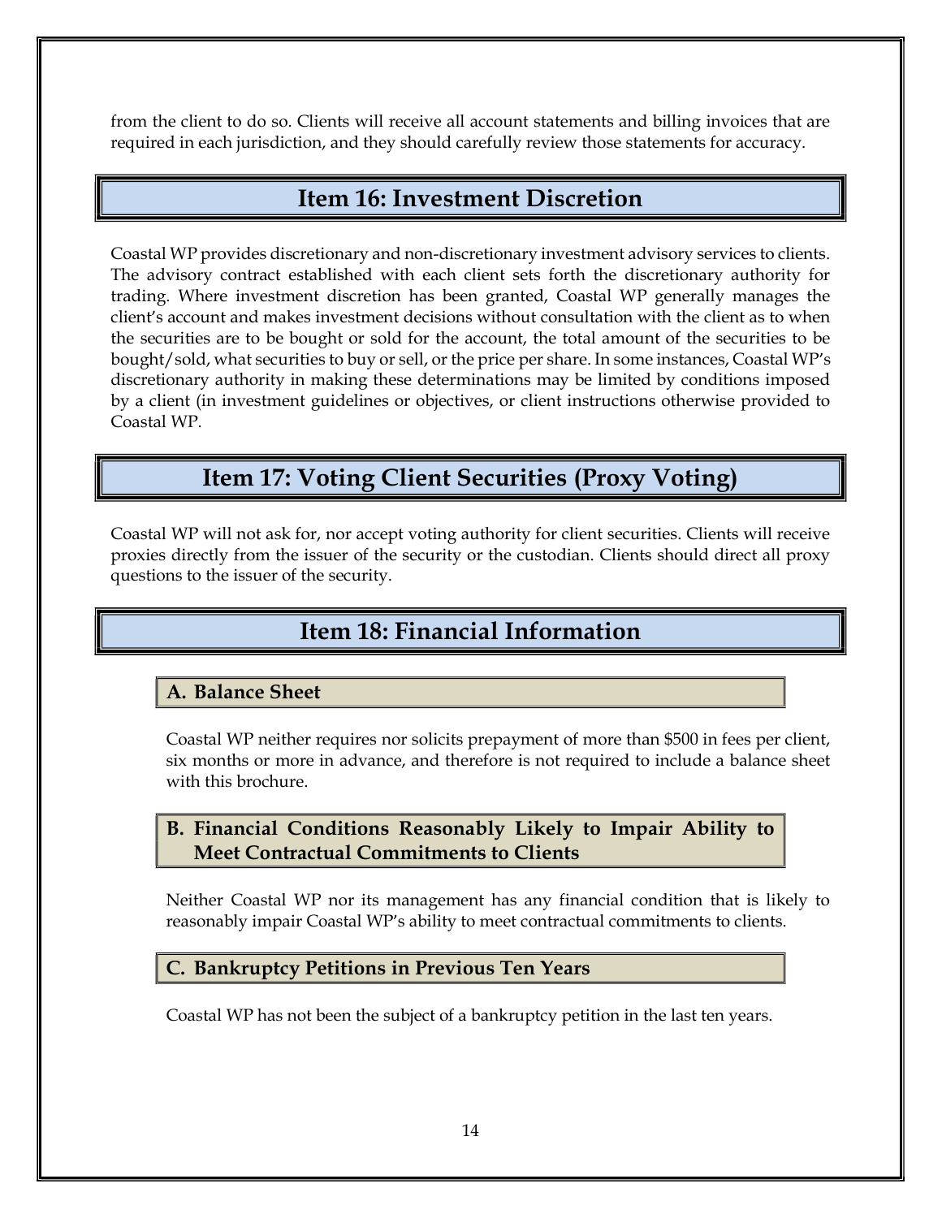from the client to do so. Clients will receive all account statements and billing invoices that are required in each jurisdiction, and they should carefully review those statements for accuracy.

## Item 16: Investment Discretion

Coastal WP provides discretionary and non-discretionary investment advisory services to clients. The advisory contract established with each client sets forth the discretionary authority for trading. Where investment discretion has been granted, Coastal WP generally manages the client's account and makes investment decisions without consultation with the client as to when the securities are to be bought or sold for the account, the total amount of the securities to be bought/sold, what securities to buy or sell, or the price per share. In some instances, Coastal WP's discretionary authority in making these determinations may be limited by conditions imposed by a client (in investment guidelines or objectives, or client instructions otherwise provided to Coastal WP.

## Item 17: Voting Client Securities (Proxy Voting)

Coastal WP will not ask for, nor accept voting authority for client securities. Clients will receive proxies directly from the issuer of the security or the custodian. Clients should direct all proxy questions to the issuer of the security.

## Item 18: Financial Information

### A. Balance Sheet

Coastal WP neither requires nor solicits prepayment of more than $500 in fees per client, six months or more in advance, and therefore is not required to include a balance sheet with this brochure.

### B. Financial Conditions Reasonably Likely to Impair Ability to Meet Contractual Commitments to Clients

Neither Coastal WP nor its management has any financial condition that is likely to reasonably impair Coastal WP's ability to meet contractual commitments to clients.

### C. Bankruptcy Petitions in Previous Ten Years

Coastal WP has not been the subject of a bankruptcy petition in the last ten years.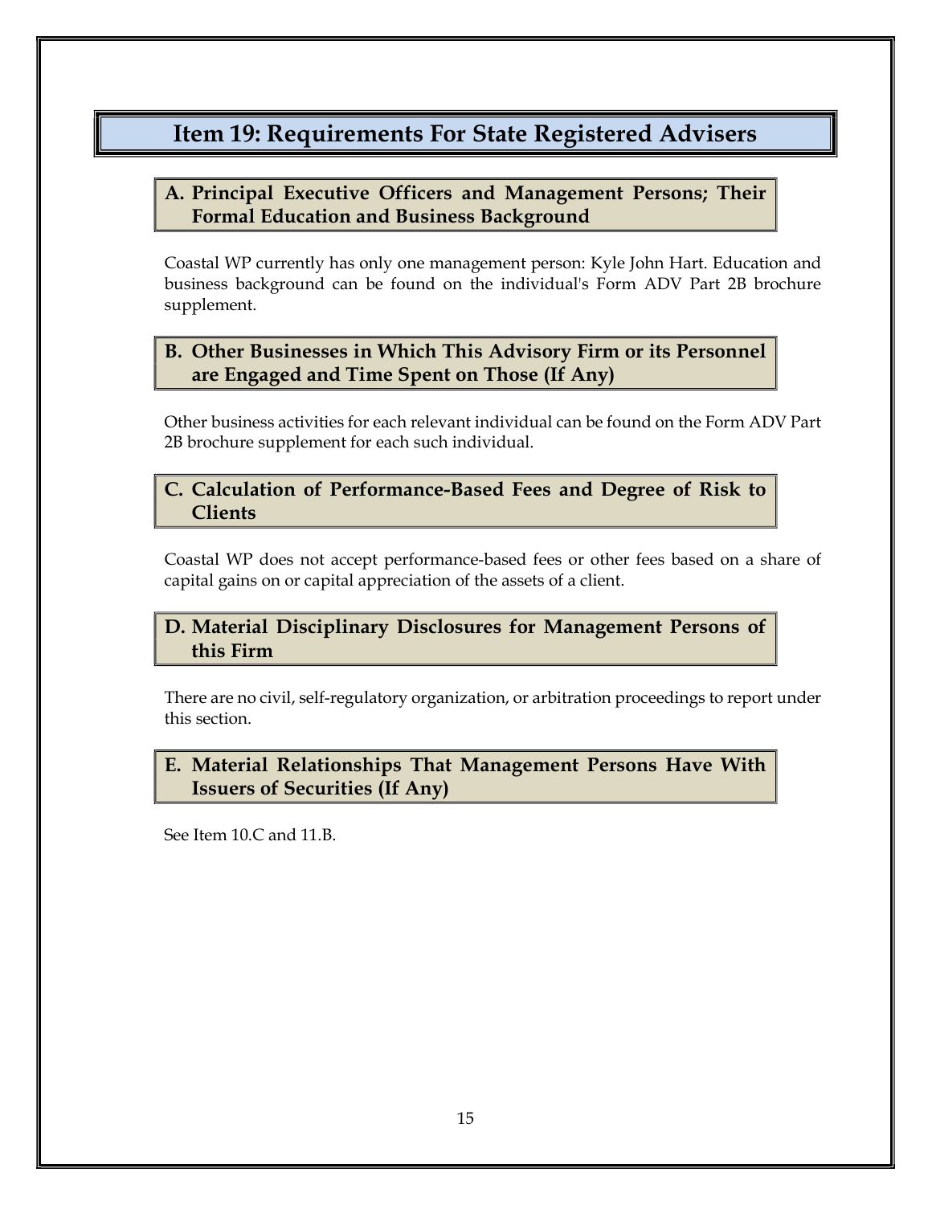## Item 19: Requirements For State Registered Advisers

### A. Principal Executive Officers and Management Persons; Their Formal Education and Business Background

Coastal WP currently has only one management person: Kyle John Hart. Education and business background can be found on the individual's Form ADV Part 2B brochure supplement.

### B. Other Businesses in Which This Advisory Firm or its Personnel are Engaged and Time Spent on Those (If Any)

Other business activities for each relevant individual can be found on the Form ADV Part 2B brochure supplement for each such individual.

### C. Calculation of Performance-Based Fees and Degree of Risk to Clients

Coastal WP does not accept performance-based fees or other fees based on a share of capital gains on or capital appreciation of the assets of a client.

### D. Material Disciplinary Disclosures for Management Persons of this Firm

There are no civil, self-regulatory organization, or arbitration proceedings to report under this section.

### E. Material Relationships That Management Persons Have With Issuers of Securities (If Any)

See Item 10.C and 11.B.